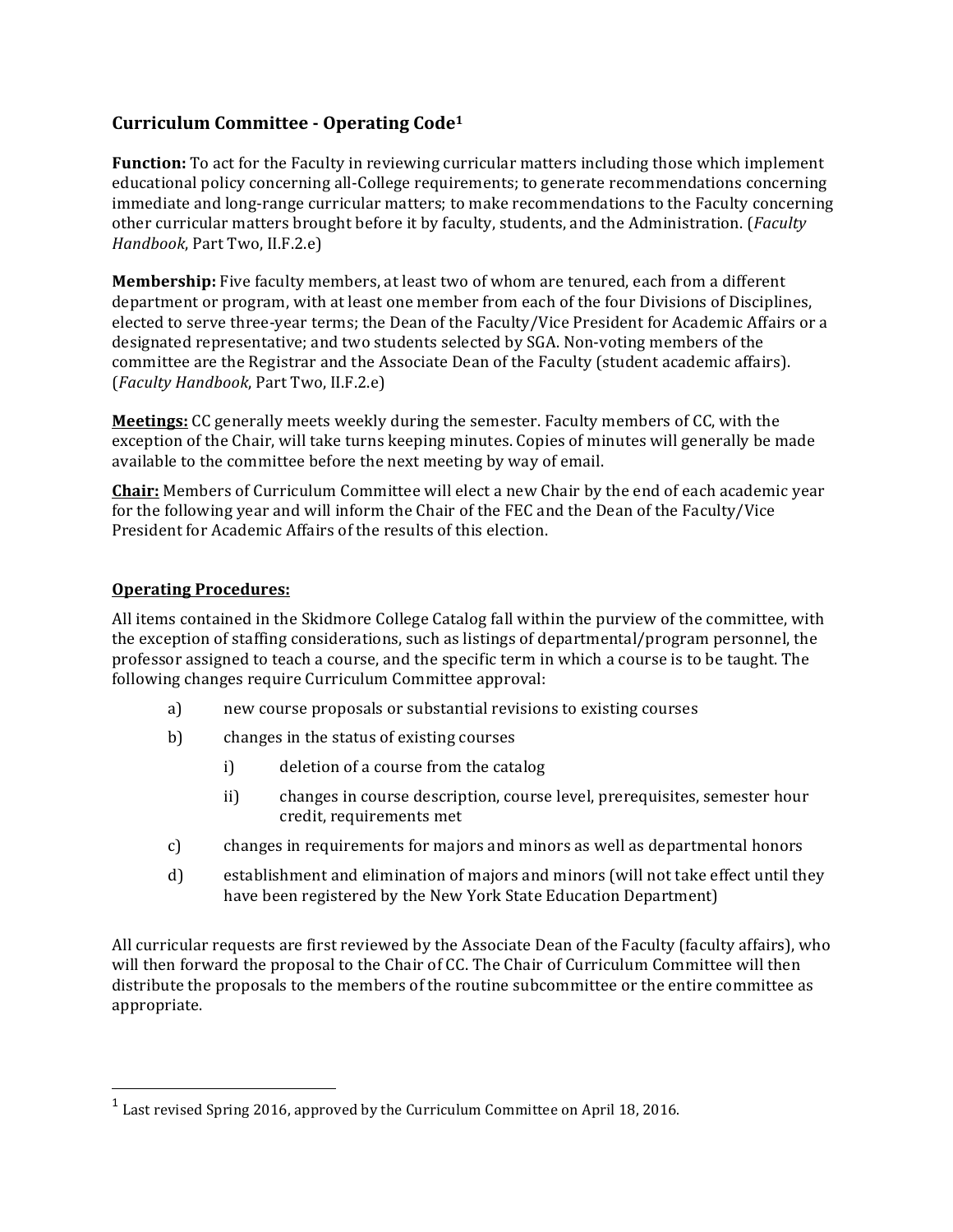## Curriculum Committee - Operating Code[1]

**Function:** To act for the Faculty in reviewing curricular matters including those which implement educational policy concerning all-College requirements; to generate recommendations concerning immediate and long-range curricular matters; to make recommendations to the Faculty concerning other curricular matters brought before it by faculty, students, and the Administration. (*Faculty Handbook*, Part Two, II.F.2.e)

**Membership:** Five faculty members, at least two of whom are tenured, each from a different department or program, with at least one member from each of the four Divisions of Disciplines, elected to serve three-year terms; the Dean of the Faculty/Vice President for Academic Affairs or a designated representative; and two students selected by SGA. Non-voting members of the committee are the Registrar and the Associate Dean of the Faculty (student academic affairs). (*Faculty Handbook*, Part Two, II.F.2.e)

**Meetings:** CC generally meets weekly during the semester. Faculty members of CC, with the exception of the Chair, will take turns keeping minutes. Copies of minutes will generally be made available to the committee before the next meeting by way of email.

**Chair:** Members of Curriculum Committee will elect a new Chair by the end of each academic year for the following year and will inform the Chair of the FEC and the Dean of the Faculty/Vice President for Academic Affairs of the results of this election.

### Operating Procedures:

All items contained in the Skidmore College Catalog fall within the purview of the committee, with the exception of staffing considerations, such as listings of departmental/program personnel, the professor assigned to teach a course, and the specific term in which a course is to be taught. The following changes require Curriculum Committee approval:

- a) new course proposals or substantial revisions to existing courses
- b) changes in the status of existing courses
  - i) deletion of a course from the catalog
  - ii) changes in course description, course level, prerequisites, semester hour credit, requirements met
- c) changes in requirements for majors and minors as well as departmental honors
- d) establishment and elimination of majors and minors (will not take effect until they have been registered by the New York State Education Department)

All curricular requests are first reviewed by the Associate Dean of the Faculty (faculty affairs), who will then forward the proposal to the Chair of CC. The Chair of Curriculum Committee will then distribute the proposals to the members of the routine subcommittee or the entire committee as appropriate.

---

[1] Last revised Spring 2016, approved by the Curriculum Committee on April 18, 2016.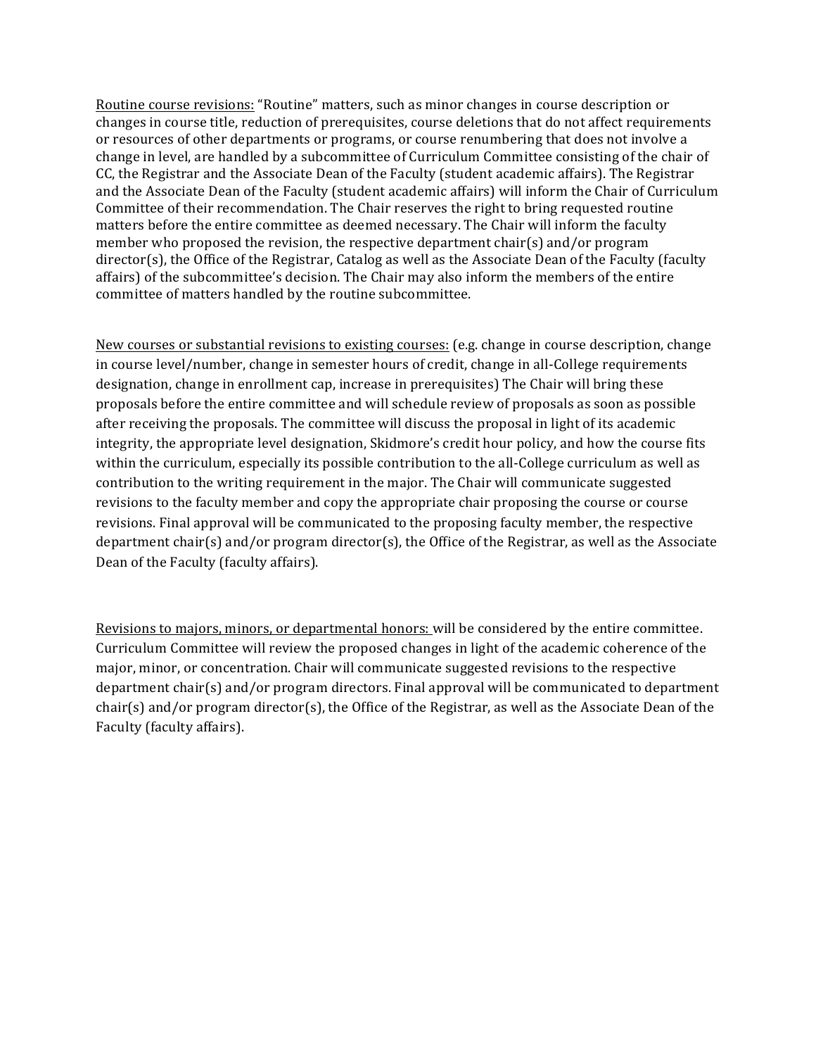<u>Routine course revisions:</u> "Routine" matters, such as minor changes in course description or changes in course title, reduction of prerequisites, course deletions that do not affect requirements or resources of other departments or programs, or course renumbering that does not involve a change in level, are handled by a subcommittee of Curriculum Committee consisting of the chair of CC, the Registrar and the Associate Dean of the Faculty (student academic affairs). The Registrar and the Associate Dean of the Faculty (student academic affairs) will inform the Chair of Curriculum Committee of their recommendation. The Chair reserves the right to bring requested routine matters before the entire committee as deemed necessary. The Chair will inform the faculty member who proposed the revision, the respective department chair(s) and/or program director(s), the Office of the Registrar, Catalog as well as the Associate Dean of the Faculty (faculty affairs) of the subcommittee's decision. The Chair may also inform the members of the entire committee of matters handled by the routine subcommittee.

<u>New courses or substantial revisions to existing courses:</u> (e.g. change in course description, change in course level/number, change in semester hours of credit, change in all-College requirements designation, change in enrollment cap, increase in prerequisites) The Chair will bring these proposals before the entire committee and will schedule review of proposals as soon as possible after receiving the proposals. The committee will discuss the proposal in light of its academic integrity, the appropriate level designation, Skidmore's credit hour policy, and how the course fits within the curriculum, especially its possible contribution to the all-College curriculum as well as contribution to the writing requirement in the major. The Chair will communicate suggested revisions to the faculty member and copy the appropriate chair proposing the course or course revisions. Final approval will be communicated to the proposing faculty member, the respective department chair(s) and/or program director(s), the Office of the Registrar, as well as the Associate Dean of the Faculty (faculty affairs).

<u>Revisions to majors, minors, or departmental honors:</u> will be considered by the entire committee. Curriculum Committee will review the proposed changes in light of the academic coherence of the major, minor, or concentration. Chair will communicate suggested revisions to the respective department chair(s) and/or program directors. Final approval will be communicated to department chair(s) and/or program director(s), the Office of the Registrar, as well as the Associate Dean of the Faculty (faculty affairs).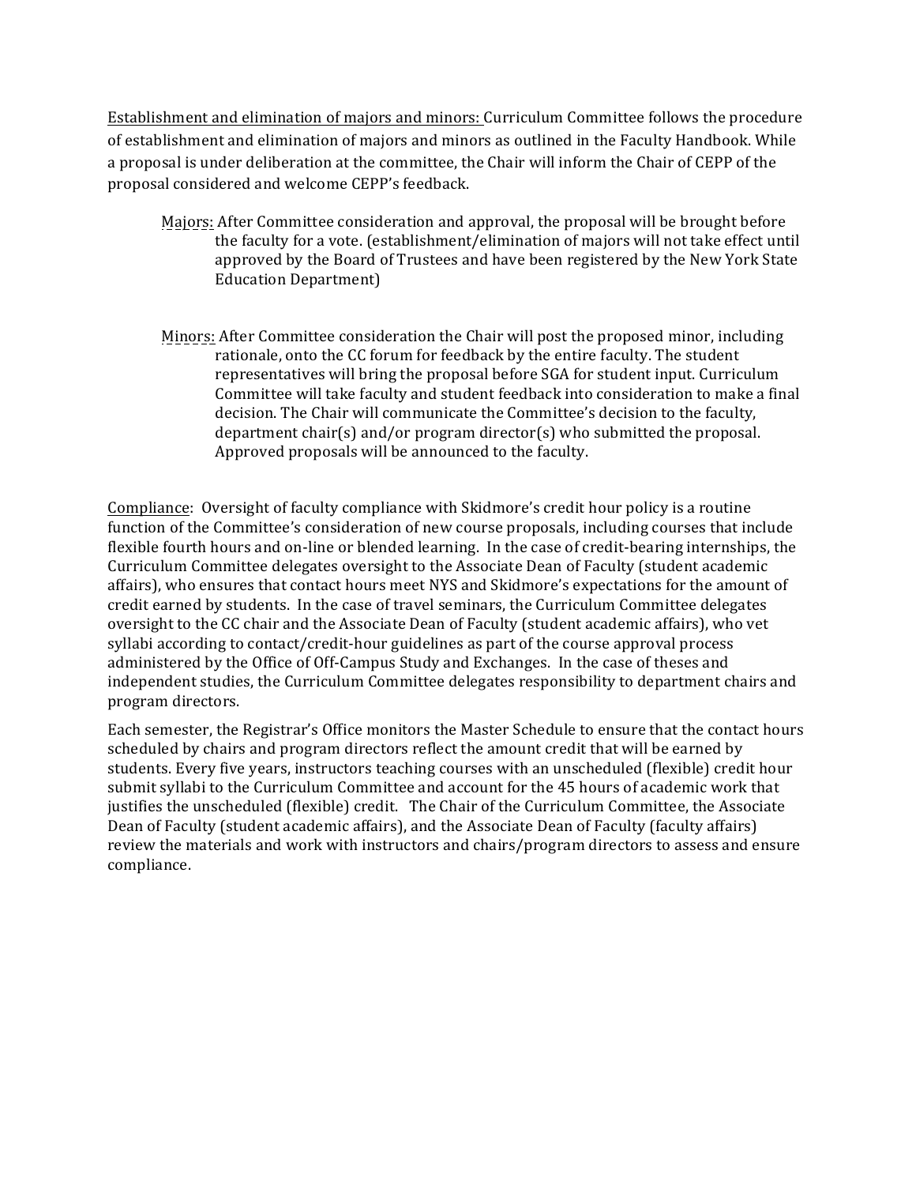<u>Establishment and elimination of majors and minors:</u> Curriculum Committee follows the procedure of establishment and elimination of majors and minors as outlined in the Faculty Handbook. While a proposal is under deliberation at the committee, the Chair will inform the Chair of CEPP of the proposal considered and welcome CEPP's feedback.

> <u>Majors:</u> After Committee consideration and approval, the proposal will be brought before the faculty for a vote. (establishment/elimination of majors will not take effect until approved by the Board of Trustees and have been registered by the New York State Education Department)
>
> <u>Minors:</u> After Committee consideration the Chair will post the proposed minor, including rationale, onto the CC forum for feedback by the entire faculty. The student representatives will bring the proposal before SGA for student input. Curriculum Committee will take faculty and student feedback into consideration to make a final decision. The Chair will communicate the Committee's decision to the faculty, department chair(s) and/or program director(s) who submitted the proposal. Approved proposals will be announced to the faculty.

<u>Compliance</u>: Oversight of faculty compliance with Skidmore's credit hour policy is a routine function of the Committee's consideration of new course proposals, including courses that include flexible fourth hours and on-line or blended learning. In the case of credit-bearing internships, the Curriculum Committee delegates oversight to the Associate Dean of Faculty (student academic affairs), who ensures that contact hours meet NYS and Skidmore's expectations for the amount of credit earned by students. In the case of travel seminars, the Curriculum Committee delegates oversight to the CC chair and the Associate Dean of Faculty (student academic affairs), who vet syllabi according to contact/credit-hour guidelines as part of the course approval process administered by the Office of Off-Campus Study and Exchanges. In the case of theses and independent studies, the Curriculum Committee delegates responsibility to department chairs and program directors.

Each semester, the Registrar's Office monitors the Master Schedule to ensure that the contact hours scheduled by chairs and program directors reflect the amount credit that will be earned by students. Every five years, instructors teaching courses with an unscheduled (flexible) credit hour submit syllabi to the Curriculum Committee and account for the 45 hours of academic work that justifies the unscheduled (flexible) credit. The Chair of the Curriculum Committee, the Associate Dean of Faculty (student academic affairs), and the Associate Dean of Faculty (faculty affairs) review the materials and work with instructors and chairs/program directors to assess and ensure compliance.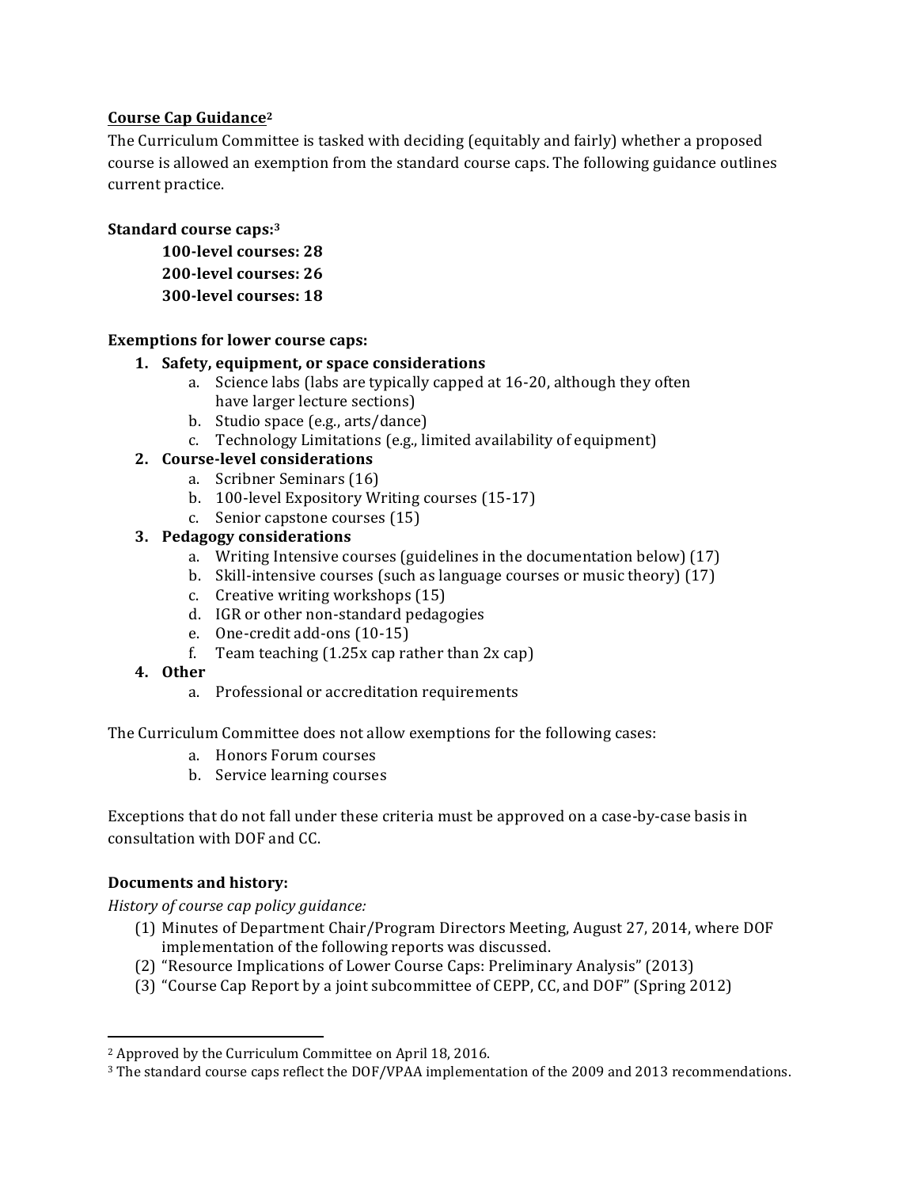**Course Cap Guidance**[2]

The Curriculum Committee is tasked with deciding (equitably and fairly) whether a proposed course is allowed an exemption from the standard course caps. The following guidance outlines current practice.

**Standard course caps:**[3]

**100-level courses: 28**
**200-level courses: 26**
**300-level courses: 18**

**Exemptions for lower course caps:**

1. **Safety, equipment, or space considerations**
   a. Science labs (labs are typically capped at 16-20, although they often have larger lecture sections)
   b. Studio space (e.g., arts/dance)
   c. Technology Limitations (e.g., limited availability of equipment)
2. **Course-level considerations**
   a. Scribner Seminars (16)
   b. 100-level Expository Writing courses (15-17)
   c. Senior capstone courses (15)
3. **Pedagogy considerations**
   a. Writing Intensive courses (guidelines in the documentation below) (17)
   b. Skill-intensive courses (such as language courses or music theory) (17)
   c. Creative writing workshops (15)
   d. IGR or other non-standard pedagogies
   e. One-credit add-ons (10-15)
   f. Team teaching (1.25x cap rather than 2x cap)
4. **Other**
   a. Professional or accreditation requirements

The Curriculum Committee does not allow exemptions for the following cases:

a. Honors Forum courses
b. Service learning courses

Exceptions that do not fall under these criteria must be approved on a case-by-case basis in consultation with DOF and CC.

**Documents and history:**

*History of course cap policy guidance:*

(1) Minutes of Department Chair/Program Directors Meeting, August 27, 2014, where DOF implementation of the following reports was discussed.
(2) "Resource Implications of Lower Course Caps: Preliminary Analysis" (2013)
(3) "Course Cap Report by a joint subcommittee of CEPP, CC, and DOF" (Spring 2012)

---

[2] Approved by the Curriculum Committee on April 18, 2016.

[3] The standard course caps reflect the DOF/VPAA implementation of the 2009 and 2013 recommendations.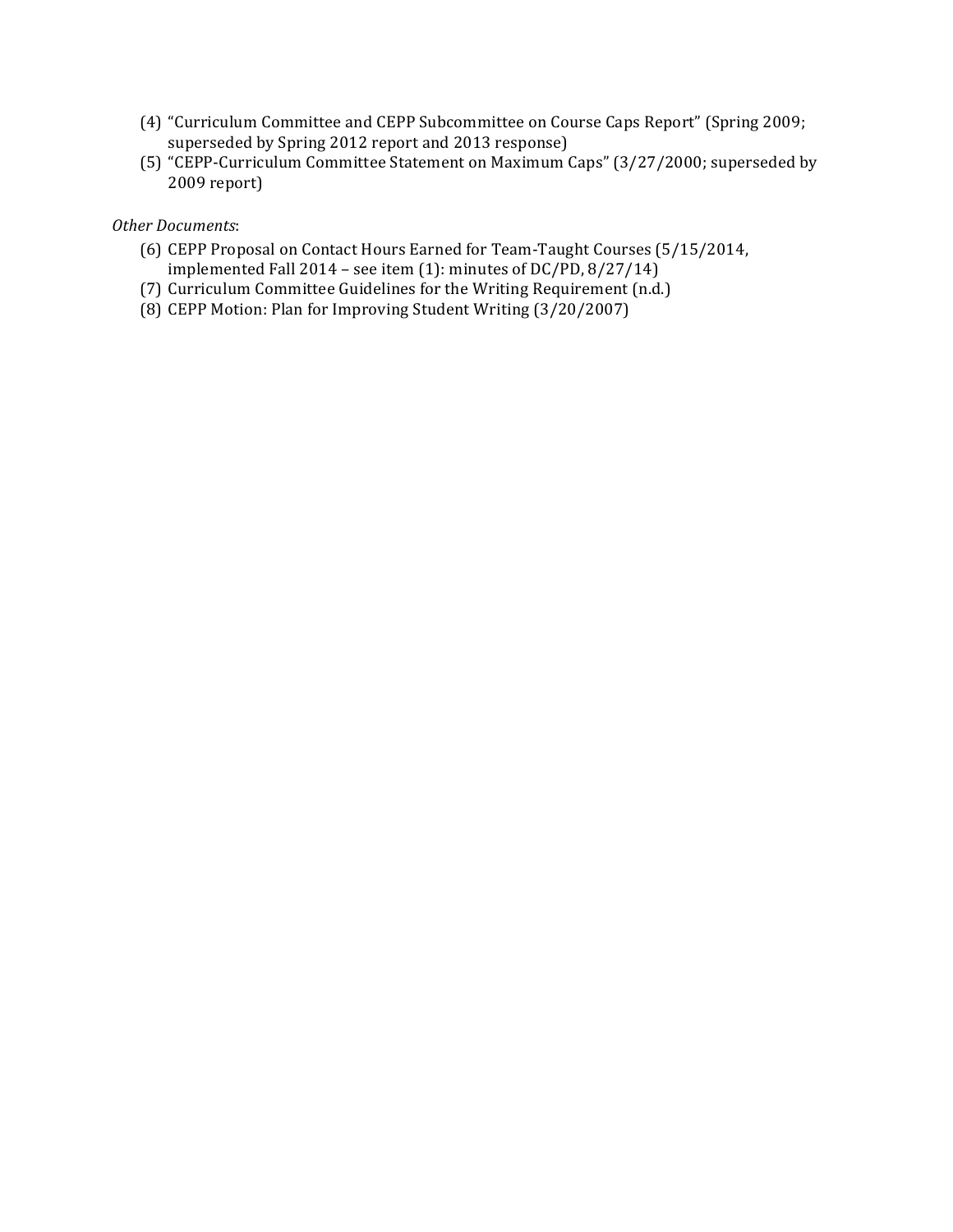(4) "Curriculum Committee and CEPP Subcommittee on Course Caps Report" (Spring 2009; superseded by Spring 2012 report and 2013 response)
(5) "CEPP-Curriculum Committee Statement on Maximum Caps" (3/27/2000; superseded by 2009 report)

*Other Documents*:

(6) CEPP Proposal on Contact Hours Earned for Team-Taught Courses (5/15/2014, implemented Fall 2014 – see item (1): minutes of DC/PD, 8/27/14)
(7) Curriculum Committee Guidelines for the Writing Requirement (n.d.)
(8) CEPP Motion: Plan for Improving Student Writing (3/20/2007)